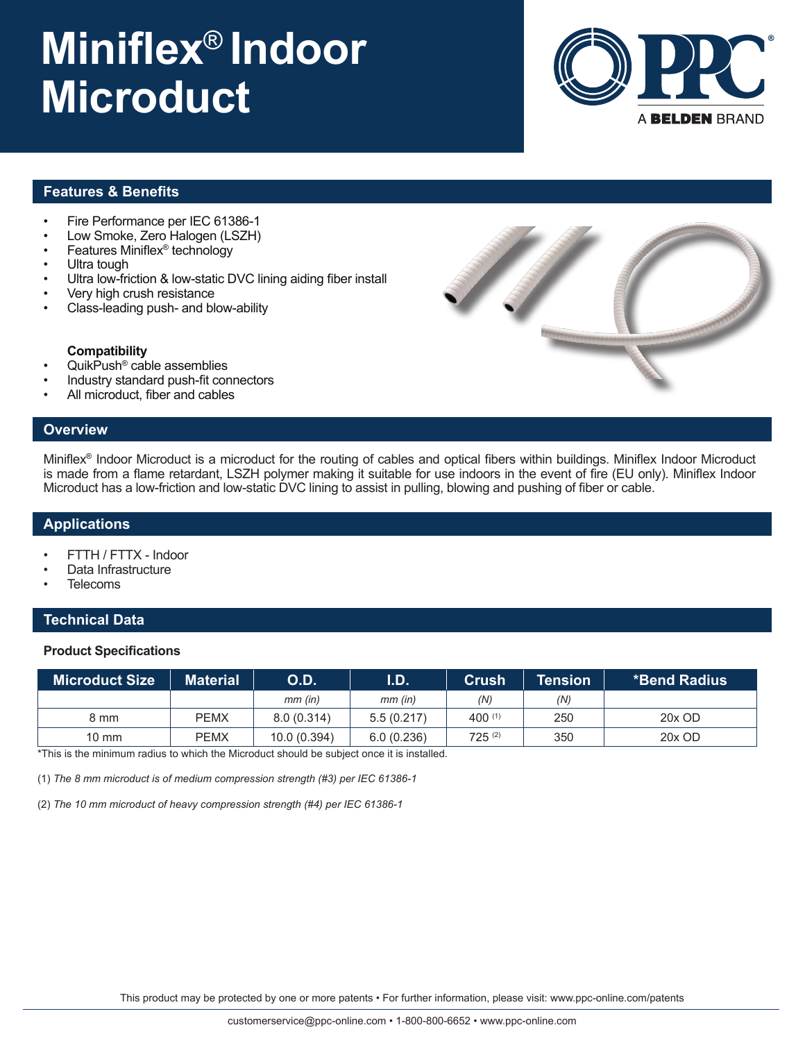# Miniflex® Indoor Microduct

A BELDEN BRAND

## Features & Benefits

- Fire Performance per IEC 61386-1
- Low Smoke, Zero Halogen (LSZH)
- Features Miniflex® technology
- Ultra tough
- Ultra low-friction & low-static DVC lining aiding fiber install
- Very high crush resistance
- Class-leading push- and blow-ability

**Compatibility**

- QuikPush® cable assemblies
- Industry standard push-fit connectors
- All microduct, fiber and cables

## Overview

Miniflex® Indoor Microduct is a microduct for the routing of cables and optical fibers within buildings. Miniflex Indoor Microduct is made from a flame retardant, LSZH polymer making it suitable for use indoors in the event of fire (EU only). Miniflex Indoor Microduct has a low-friction and low-static DVC lining to assist in pulling, blowing and pushing of fiber or cable.

## Applications

- FTTH / FTTX - Indoor
- Data Infrastructure
- Telecoms

## Technical Data

**Product Specifications**

| Microduct Size | Material | O.D. | I.D. | Crush | Tension | *Bend Radius |
|---|---|---|---|---|---|---|
| | | *mm (in)* | *mm (in)* | *(N)* | *(N)* | |
| 8 mm | PEMX | 8.0 (0.314) | 5.5 (0.217) | 400 (1) | 250 | 20x OD |
| 10 mm | PEMX | 10.0 (0.394) | 6.0 (0.236) | 725 (2) | 350 | 20x OD |

*This is the minimum radius to which the Microduct should be subject once it is installed.

(1) *The 8 mm microduct is of medium compression strength (#3) per IEC 61386-1*

(2) *The 10 mm microduct of heavy compression strength (#4) per IEC 61386-1*

This product may be protected by one or more patents • For further information, please visit: www.ppc-online.com/patents

customerservice@ppc-online.com • 1-800-800-6652 • www.ppc-online.com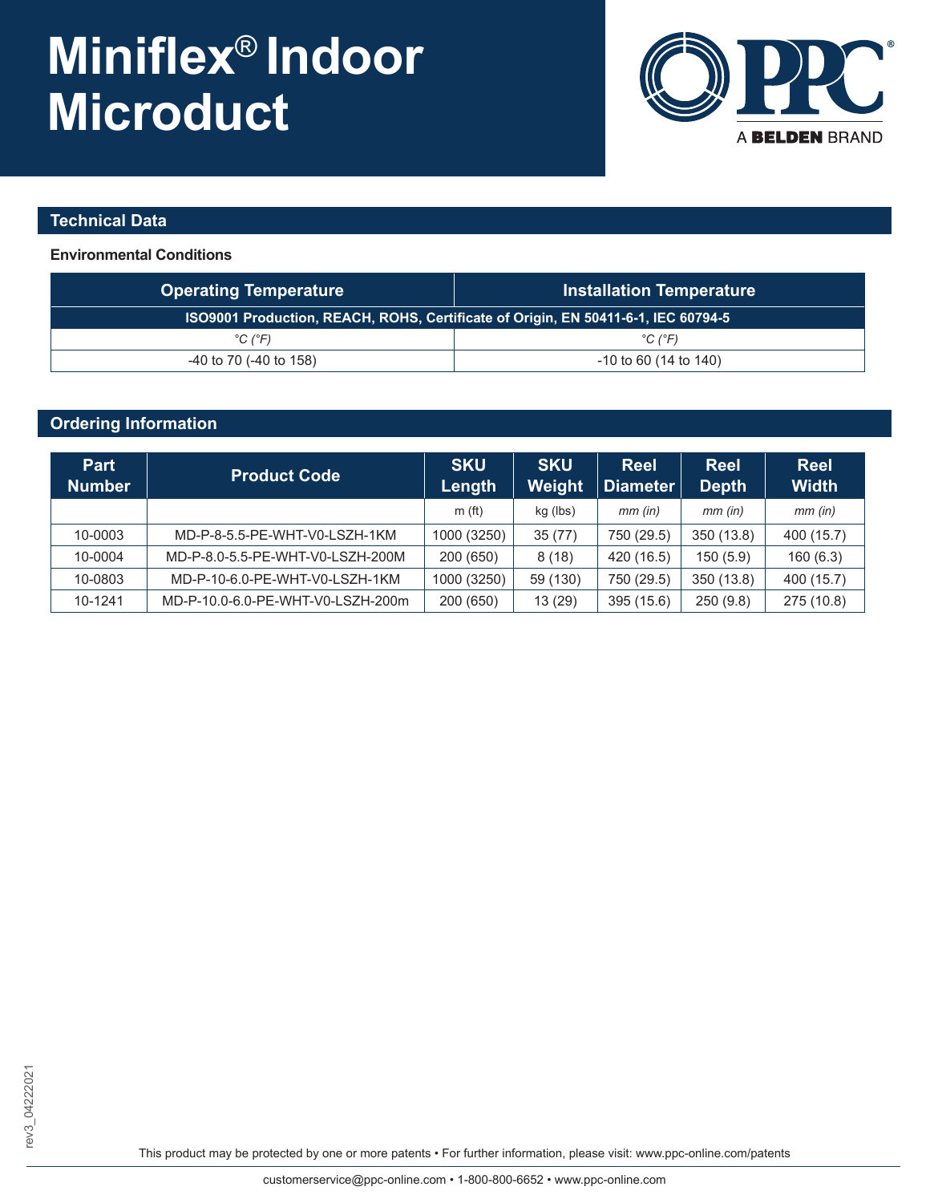# Miniflex® Indoor Microduct

PPC® A BELDEN BRAND

## Technical Data

**Environmental Conditions**

| Operating Temperature | Installation Temperature |
|---|---|
| ISO9001 Production, REACH, ROHS, Certificate of Origin, EN 50411-6-1, IEC 60794-5 | |
| *°C (°F)* | *°C (°F)* |
| -40 to 70 (-40 to 158) | -10 to 60 (14 to 140) |

## Ordering Information

| Part Number | Product Code | SKU Length | SKU Weight | Reel Diameter | Reel Depth | Reel Width |
|---|---|---|---|---|---|---|
| | | m (ft) | kg (lbs) | *mm (in)* | *mm (in)* | *mm (in)* |
| 10-0003 | MD-P-8-5.5-PE-WHT-V0-LSZH-1KM | 1000 (3250) | 35 (77) | 750 (29.5) | 350 (13.8) | 400 (15.7) |
| 10-0004 | MD-P-8.0-5.5-PE-WHT-V0-LSZH-200M | 200 (650) | 8 (18) | 420 (16.5) | 150 (5.9) | 160 (6.3) |
| 10-0803 | MD-P-10-6.0-PE-WHT-V0-LSZH-1KM | 1000 (3250) | 59 (130) | 750 (29.5) | 350 (13.8) | 400 (15.7) |
| 10-1241 | MD-P-10.0-6.0-PE-WHT-V0-LSZH-200m | 200 (650) | 13 (29) | 395 (15.6) | 250 (9.8) | 275 (10.8) |

rev3_04222021

This product may be protected by one or more patents • For further information, please visit: www.ppc-online.com/patents

customerservice@ppc-online.com • 1-800-800-6652 • www.ppc-online.com